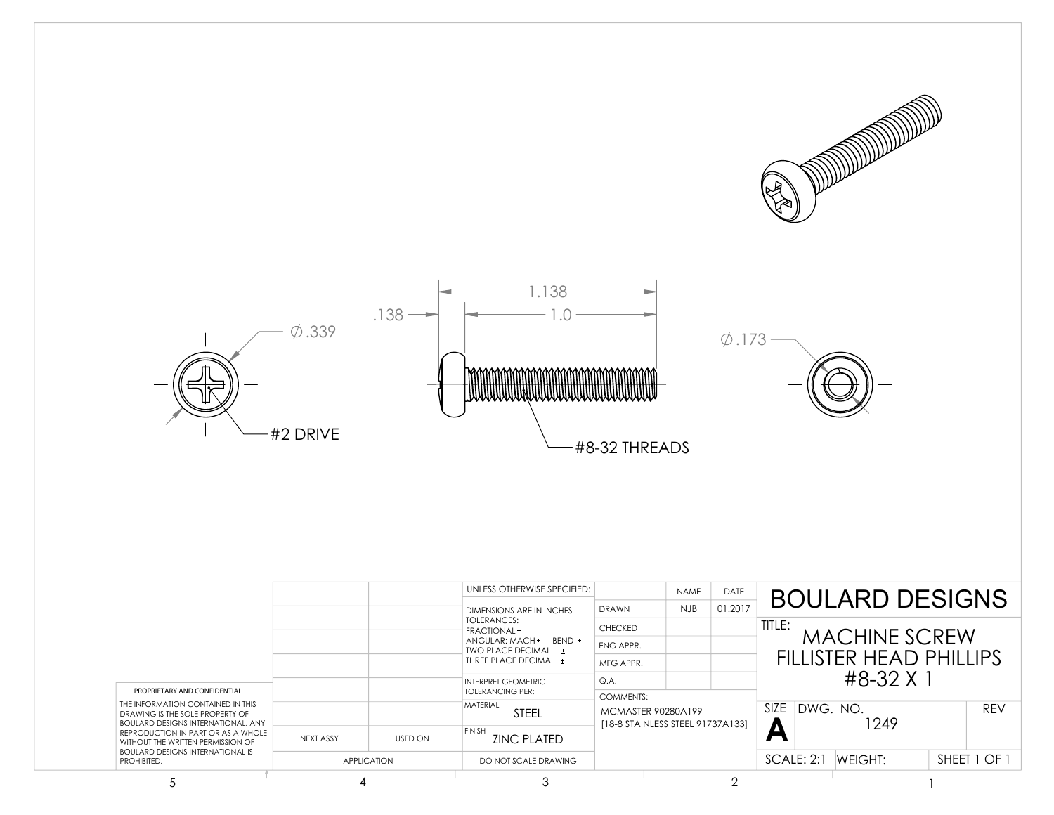# BOULARD DESIGNS

**TITLE:** MACHINE SCREW FILLISTER HEAD PHILLIPS #8-32 X 1

∅.339

#2 DRIVE

.138

1.138

1.0

#8-32 THREADS

∅.173

| | | UNLESS OTHERWISE SPECIFIED: | | NAME | DATE |
|---|---|---|---|---|---|
| | | DIMENSIONS ARE IN INCHES TOLERANCES: FRACTIONAL ± ANGULAR: MACH ± BEND ± TWO PLACE DECIMAL ± THREE PLACE DECIMAL ± | DRAWN | NJB | 01.2017 |
| | | | CHECKED | | |
| | | | ENG APPR. | | |
| | | | MFG APPR. | | |
| | | INTERPRET GEOMETRIC TOLERANCING PER: | Q.A. | | |
| | | MATERIAL STEEL | COMMENTS: MCMASTER 90280A199 [18-8 STAINLESS STEEL 91737A133] | | |
| NEXT ASSY | USED ON | FINISH ZINC PLATED | | | |
| APPLICATION | | DO NOT SCALE DRAWING | | | |

| SIZE | DWG. NO. | REV |
|---|---|---|
| A | 1249 | |

| SCALE: 2:1 | WEIGHT: | SHEET 1 OF 1 |
|---|---|---|

**PROPRIETARY AND CONFIDENTIAL**

THE INFORMATION CONTAINED IN THIS DRAWING IS THE SOLE PROPERTY OF BOULARD DESIGNS INTERNATIONAL. ANY REPRODUCTION IN PART OR AS A WHOLE WITHOUT THE WRITTEN PERMISSION OF BOULARD DESIGNS INTERNATIONAL IS PROHIBITED.

5 4 3 2 1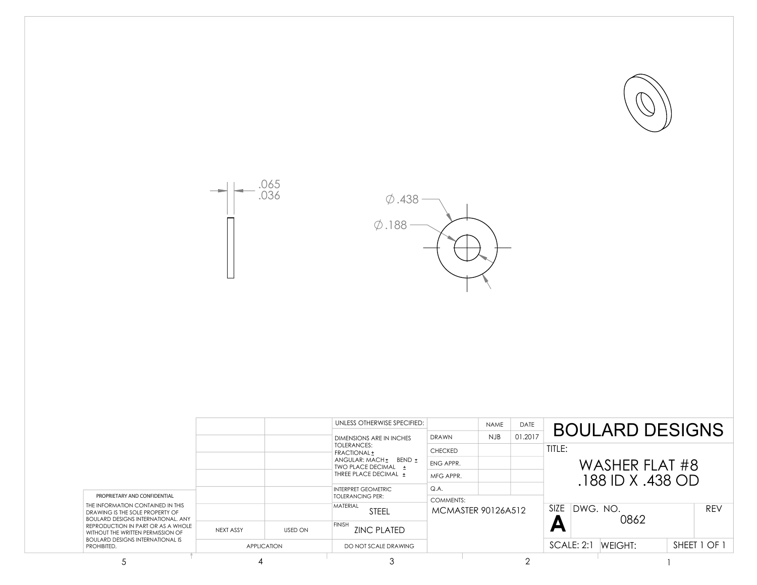.065
.036

Ø.438

Ø.188

| | | UNLESS OTHERWISE SPECIFIED: | | NAME | DATE | BOULARD DESIGNS |
|---|---|---|---|---|---|---|
| | | DIMENSIONS ARE IN INCHES TOLERANCES: FRACTIONAL ± ANGULAR: MACH ± BEND ± TWO PLACE DECIMAL ± THREE PLACE DECIMAL ± | DRAWN | NJB | 01.2017 | TITLE: |
| | | | CHECKED | | | WASHER FLAT #8 .188 ID X .438 OD |
| | | | ENG APPR. | | | |
| | | | MFG APPR. | | | |
| | | INTERPRET GEOMETRIC TOLERANCING PER: | Q.A. | | | |
| | | MATERIAL STEEL | COMMENTS: MCMASTER 90126A512 | | | SIZE A DWG. NO. 0862 REV |
| NEXT ASSY | USED ON | FINISH ZINC PLATED | | | | |
| APPLICATION | | DO NOT SCALE DRAWING | | | | SCALE: 2:1 WEIGHT: SHEET 1 OF 1 |

PROPRIETARY AND CONFIDENTIAL

THE INFORMATION CONTAINED IN THIS DRAWING IS THE SOLE PROPERTY OF BOULARD DESIGNS INTERNATIONAL. ANY REPRODUCTION IN PART OR AS A WHOLE WITHOUT THE WRITTEN PERMISSION OF BOULARD DESIGNS INTERNATIONAL IS PROHIBITED.

5 4 3 2 1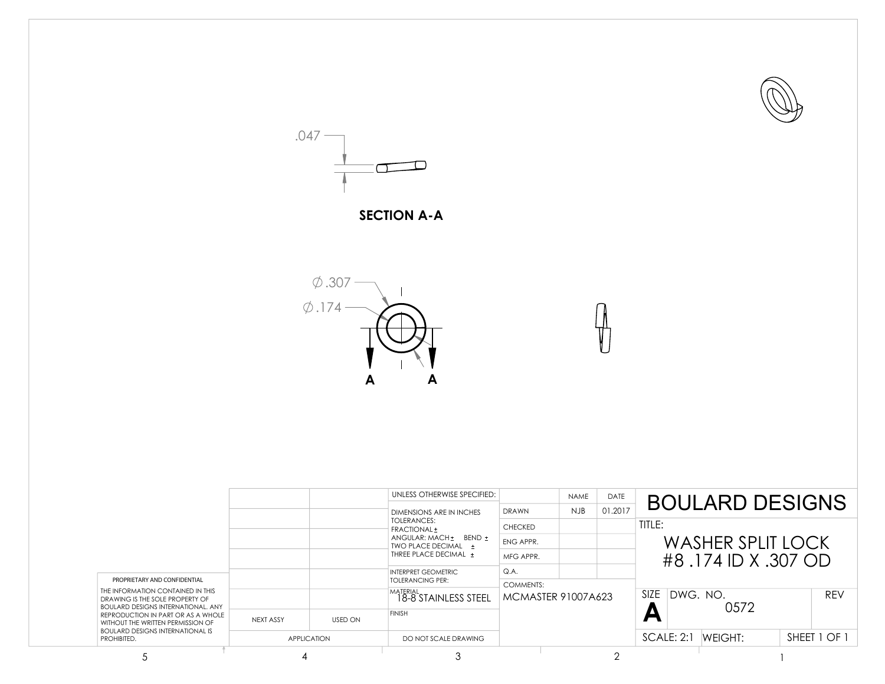.047

**SECTION A-A**

∅.307

∅.174

A A

| | | UNLESS OTHERWISE SPECIFIED: | | NAME | DATE | BOULARD DESIGNS | | |
|---|---|---|---|---|---|---|---|---|
| | | DIMENSIONS ARE IN INCHES TOLERANCES: FRACTIONAL ± ANGULAR: MACH ± BEND ± TWO PLACE DECIMAL ± THREE PLACE DECIMAL ± | DRAWN | NJB | 01.2017 | TITLE: WASHER SPLIT LOCK #8 .174 ID X .307 OD | | |
| | | | CHECKED | | | | | |
| | | | ENG APPR. | | | | | |
| | | | MFG APPR. | | | | | |
| | | INTERPRET GEOMETRIC TOLERANCING PER: | Q.A. | | | | | |
| | | MATERIAL 18-8 STAINLESS STEEL | COMMENTS: MCMASTER 91007A623 | | | SIZE A | DWG. NO. 0572 | REV |
| NEXT ASSY | USED ON | FINISH | | | | | | |
| APPLICATION | | DO NOT SCALE DRAWING | | | | SCALE: 2:1 | WEIGHT: | SHEET 1 OF 1 |

PROPRIETARY AND CONFIDENTIAL

THE INFORMATION CONTAINED IN THIS DRAWING IS THE SOLE PROPERTY OF BOULARD DESIGNS INTERNATIONAL. ANY REPRODUCTION IN PART OR AS A WHOLE WITHOUT THE WRITTEN PERMISSION OF BOULARD DESIGNS INTERNATIONAL IS PROHIBITED.

5 4 3 2 1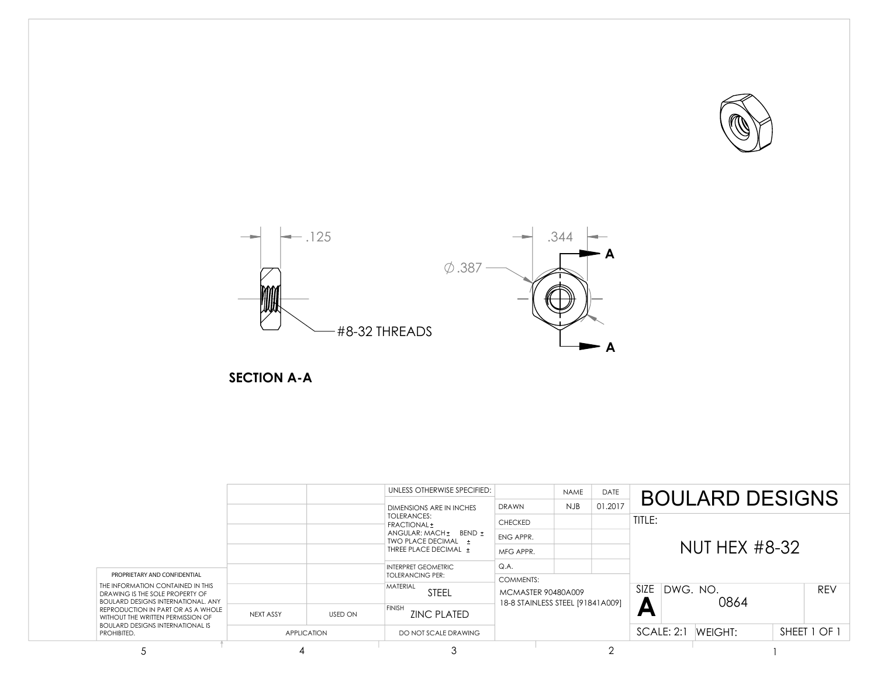.125

#8-32 THREADS

**SECTION A-A**

.344

$\varnothing$ .387

A

A

| | | UNLESS OTHERWISE SPECIFIED: | | NAME | DATE | BOULARD DESIGNS |
|---|---|---|---|---|---|---|
| | | DIMENSIONS ARE IN INCHES TOLERANCES: FRACTIONAL ± ANGULAR: MACH ± BEND ± TWO PLACE DECIMAL ± THREE PLACE DECIMAL ± | DRAWN | NJB | 01.2017 | TITLE: NUT HEX #8-32 |
| | | | CHECKED | | | |
| | | | ENG APPR. | | | |
| | | | MFG APPR. | | | |
| | | INTERPRET GEOMETRIC TOLERANCING PER: | Q.A. | | | |
| | | MATERIAL STEEL | COMMENTS: MCMASTER 90480A009 18-8 STAINLESS STEEL [91841A009] | | | SIZE A DWG. NO. 0864 REV |
| NEXT ASSY | USED ON | FINISH ZINC PLATED | | | | |
| APPLICATION | | DO NOT SCALE DRAWING | | | | SCALE: 2:1 WEIGHT: SHEET 1 OF 1 |

PROPRIETARY AND CONFIDENTIAL

THE INFORMATION CONTAINED IN THIS DRAWING IS THE SOLE PROPERTY OF BOULARD DESIGNS INTERNATIONAL. ANY REPRODUCTION IN PART OR AS A WHOLE WITHOUT THE WRITTEN PERMISSION OF BOULARD DESIGNS INTERNATIONAL IS PROHIBITED.

5 4 3 2 1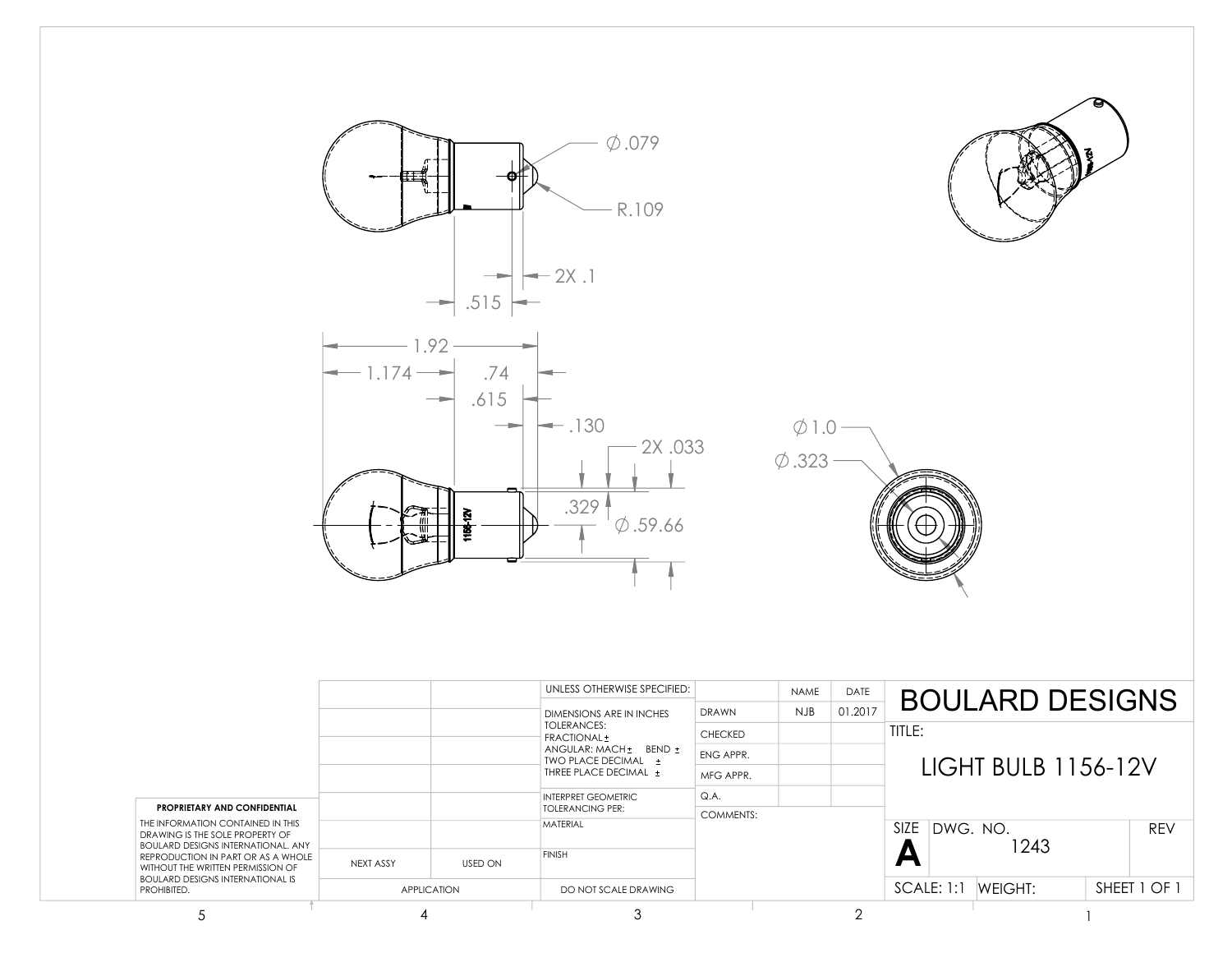Ø.079

R.109

2X .1

.515

1.92

1.174

.74

.615

.130

2X .033

.329

Ø.59.66

Ø1.0

Ø.323

1156-12V

**PROPRIETARY AND CONFIDENTIAL**

THE INFORMATION CONTAINED IN THIS DRAWING IS THE SOLE PROPERTY OF BOULARD DESIGNS INTERNATIONAL. ANY REPRODUCTION IN PART OR AS A WHOLE WITHOUT THE WRITTEN PERMISSION OF BOULARD DESIGNS INTERNATIONAL IS PROHIBITED.

| NEXT ASSY | USED ON |
|---|---|
| APPLICATION | |

UNLESS OTHERWISE SPECIFIED:

DIMENSIONS ARE IN INCHES
TOLERANCES:
FRACTIONAL ±
ANGULAR: MACH ± BEND ±
TWO PLACE DECIMAL ±
THREE PLACE DECIMAL ±

INTERPRET GEOMETRIC TOLERANCING PER:

MATERIAL

FINISH

DO NOT SCALE DRAWING

| | NAME | DATE |
|---|---|---|
| DRAWN | NJB | 01.2017 |
| CHECKED | | |
| ENG APPR. | | |
| MFG APPR. | | |
| Q.A. | | |
| COMMENTS: | | |

# BOULARD DESIGNS

TITLE:

LIGHT BULB 1156-12V

| SIZE | DWG. NO. | REV |
|---|---|---|
| A | 1243 | |

| SCALE: 1:1 | WEIGHT: | SHEET 1 OF 1 |
|---|---|---|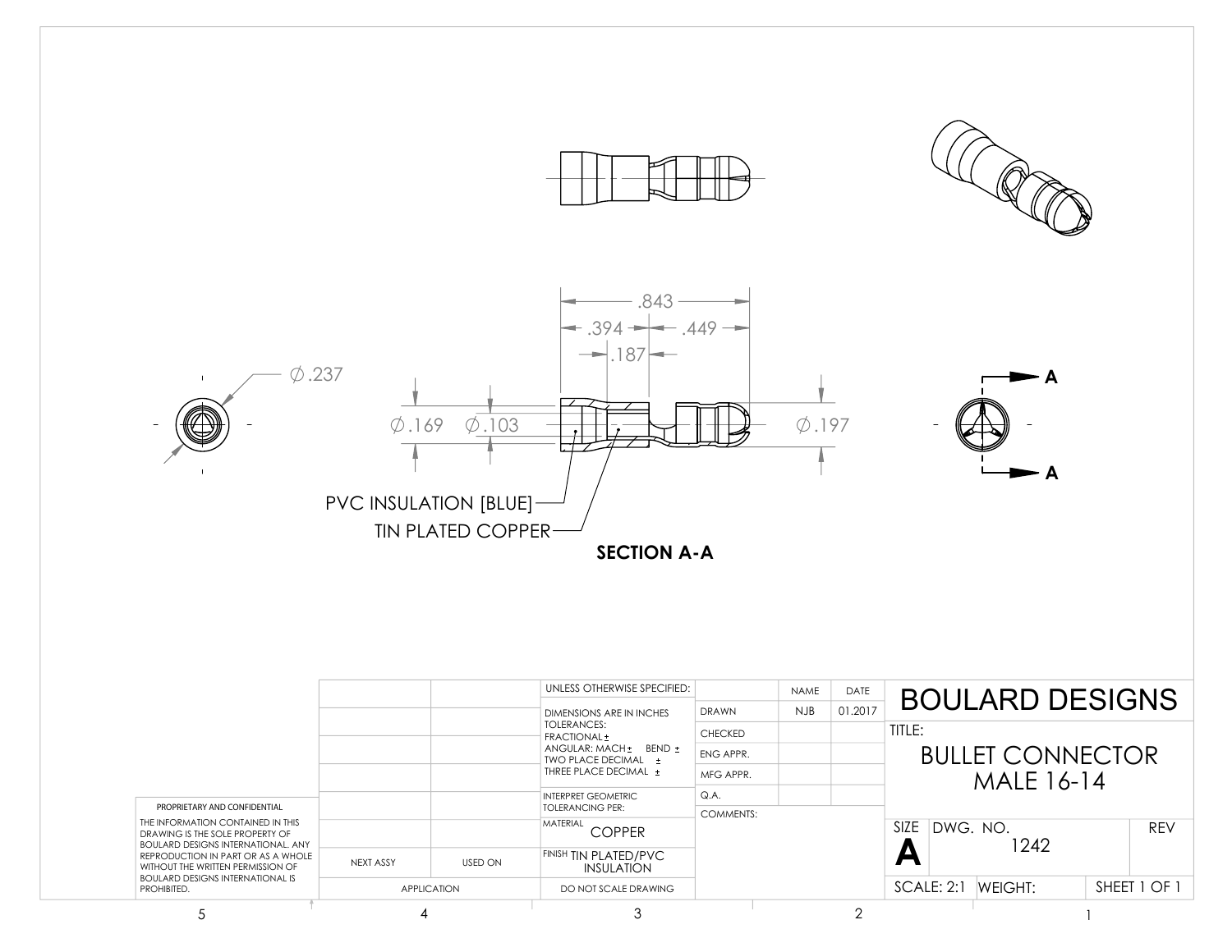.843

.394 .449

.187

∅.237

∅.169 ∅.103

∅.197

PVC INSULATION [BLUE]

TIN PLATED COPPER

**SECTION A-A**

A

A

| | | UNLESS OTHERWISE SPECIFIED: | | NAME | DATE | BOULARD DESIGNS |
|---|---|---|---|---|---|---|
| | | DIMENSIONS ARE IN INCHES<br>TOLERANCES:<br>FRACTIONAL ±<br>ANGULAR: MACH ± BEND ±<br>TWO PLACE DECIMAL ±<br>THREE PLACE DECIMAL ± | DRAWN | NJB | 01.2017 | TITLE:<br>BULLET CONNECTOR<br>MALE 16-14 |
| | | | CHECKED | | | |
| | | | ENG APPR. | | | |
| | | | MFG APPR. | | | |
| | | INTERPRET GEOMETRIC TOLERANCING PER: | Q.A. | | | |
| | | MATERIAL COPPER | COMMENTS: | | | SIZE A DWG. NO. 1242 REV |
| NEXT ASSY | USED ON | FINISH TIN PLATED/PVC INSULATION | | | | |
| APPLICATION | | DO NOT SCALE DRAWING | | | | SCALE: 2:1 WEIGHT: SHEET 1 OF 1 |

PROPRIETARY AND CONFIDENTIAL

THE INFORMATION CONTAINED IN THIS DRAWING IS THE SOLE PROPERTY OF BOULARD DESIGNS INTERNATIONAL. ANY REPRODUCTION IN PART OR AS A WHOLE WITHOUT THE WRITTEN PERMISSION OF BOULARD DESIGNS INTERNATIONAL IS PROHIBITED.

5 4 3 2 1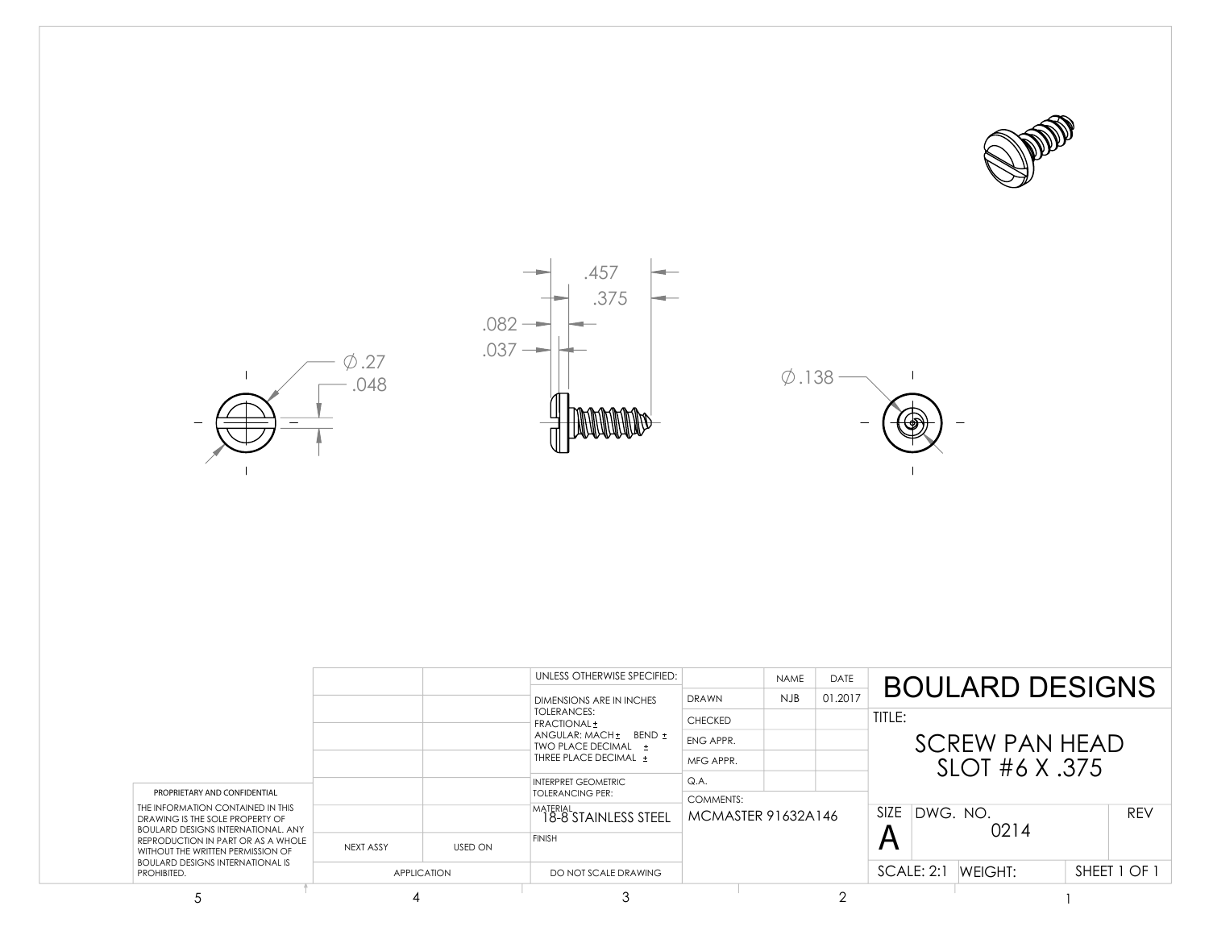.457

.375

.082

.037

∅.27

.048

∅.138

| | | UNLESS OTHERWISE SPECIFIED: | | NAME | DATE |
|---|---|---|---|---|---|
| | | DIMENSIONS ARE IN INCHES | DRAWN | NJB | 01.2017 |
| | | TOLERANCES: FRACTIONAL ± | CHECKED | | |
| | | ANGULAR: MACH ± BEND ± | ENG APPR. | | |
| | | TWO PLACE DECIMAL ± THREE PLACE DECIMAL ± | MFG APPR. | | |
| | | INTERPRET GEOMETRIC TOLERANCING PER: | Q.A. | | |
| | | MATERIAL 18-8 STAINLESS STEEL | COMMENTS: MCMASTER 91632A146 | | |
| NEXT ASSY | USED ON | FINISH | | | |
| APPLICATION | | DO NOT SCALE DRAWING | | | |

**PROPRIETARY AND CONFIDENTIAL**

THE INFORMATION CONTAINED IN THIS DRAWING IS THE SOLE PROPERTY OF BOULARD DESIGNS INTERNATIONAL. ANY REPRODUCTION IN PART OR AS A WHOLE WITHOUT THE WRITTEN PERMISSION OF BOULARD DESIGNS INTERNATIONAL IS PROHIBITED.

# BOULARD DESIGNS

TITLE:

## SCREW PAN HEAD SLOT #6 X .375

| SIZE | DWG. NO. | REV |
|---|---|---|
| A | 0214 | |

| SCALE: 2:1 | WEIGHT: | SHEET 1 OF 1 |
|---|---|---|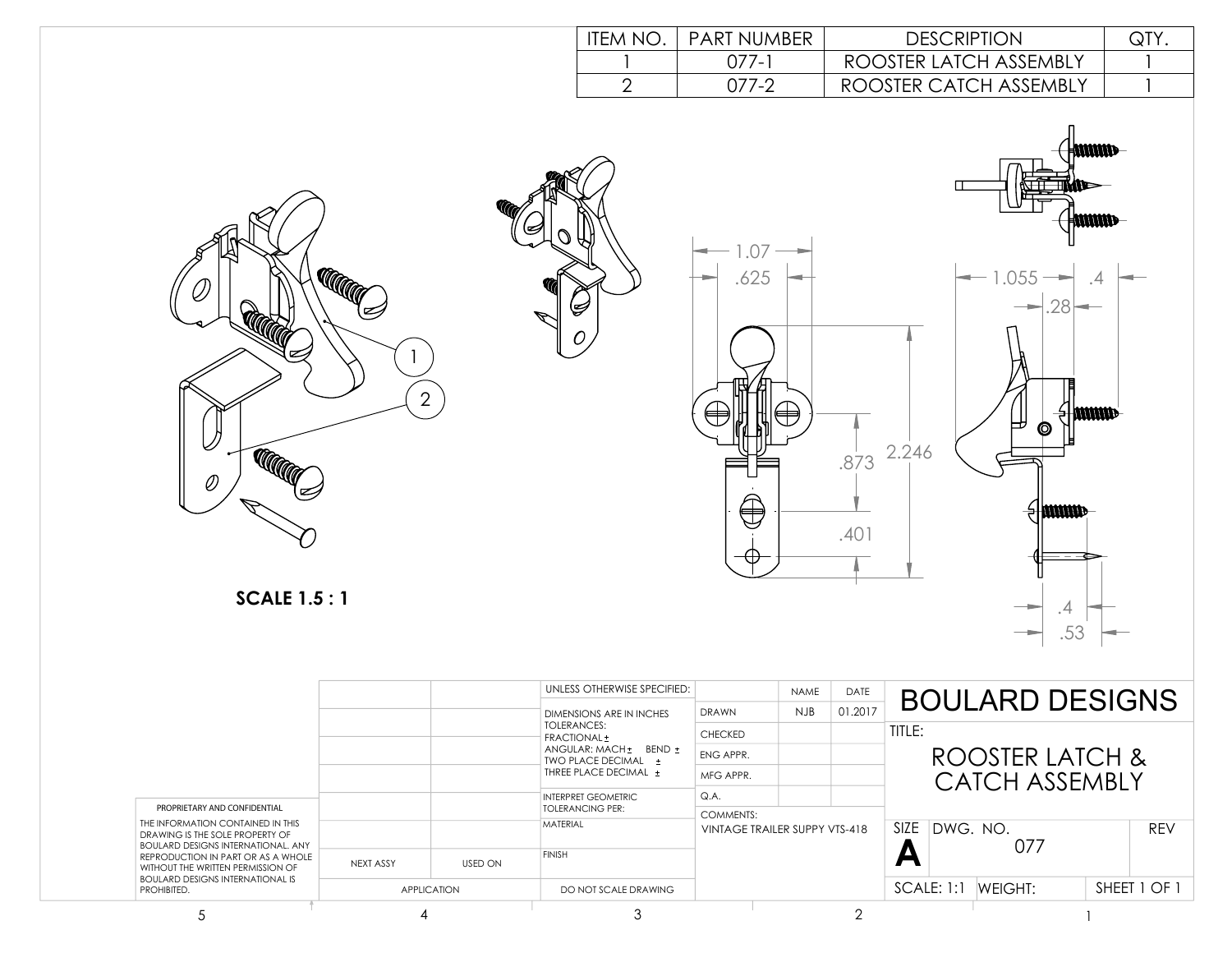| ITEM NO. | PART NUMBER | DESCRIPTION | QTY. |
|---|---|---|---|
| 1 | 077-1 | ROOSTER LATCH ASSEMBLY | 1 |
| 2 | 077-2 | ROOSTER CATCH ASSEMBLY | 1 |

1

2

**SCALE 1.5 : 1**

1.07

.625

2.246

.873

.401

1.055

.4

.28

.4

.53

| | | UNLESS OTHERWISE SPECIFIED: | | NAME | DATE |
|---|---|---|---|---|---|
| | | DIMENSIONS ARE IN INCHES TOLERANCES: FRACTIONAL ± ANGULAR: MACH ± BEND ± TWO PLACE DECIMAL ± THREE PLACE DECIMAL ± | DRAWN | NJB | 01.2017 |
| | | | CHECKED | | |
| | | | ENG APPR. | | |
| | | | MFG APPR. | | |
| | | INTERPRET GEOMETRIC TOLERANCING PER: | Q.A. | | |
| | | MATERIAL | COMMENTS: VINTAGE TRAILER SUPPY VTS-418 | | |
| NEXT ASSY | USED ON | FINISH | | | |
| APPLICATION | | DO NOT SCALE DRAWING | | | |

PROPRIETARY AND CONFIDENTIAL

THE INFORMATION CONTAINED IN THIS DRAWING IS THE SOLE PROPERTY OF BOULARD DESIGNS INTERNATIONAL. ANY REPRODUCTION IN PART OR AS A WHOLE WITHOUT THE WRITTEN PERMISSION OF BOULARD DESIGNS INTERNATIONAL IS PROHIBITED.

# BOULARD DESIGNS

TITLE:

ROOSTER LATCH & CATCH ASSEMBLY

SIZE **A** DWG. NO. 077 REV

SCALE: 1:1 WEIGHT: SHEET 1 OF 1

5 4 3 2 1